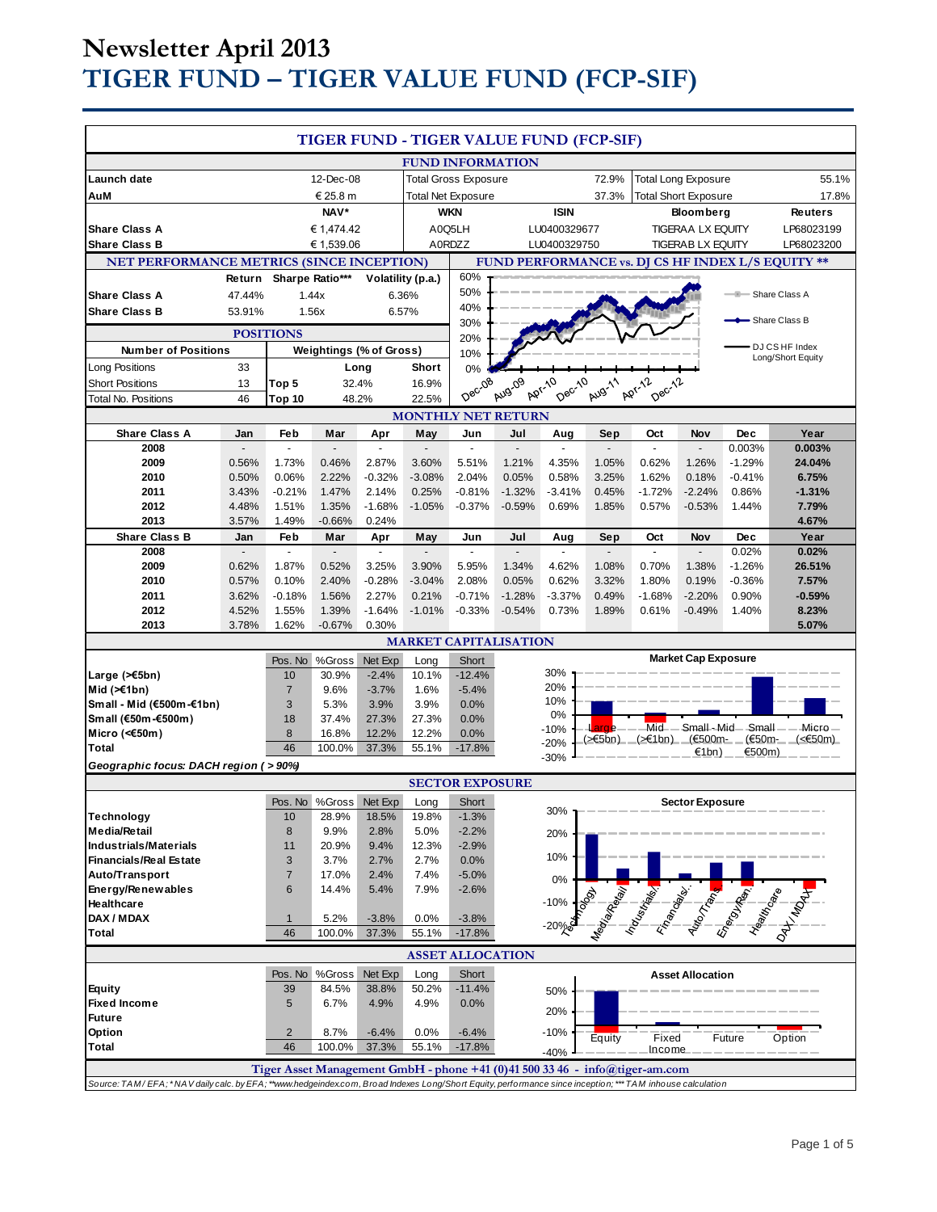# Newsletter April 2013

# TIGER FUND – TIGER VALUE FUND (FCP-SIF)

## TIGER FUND - TIGER VALUE FUND (FCP-SIF)

### FUND INFORMATION

| Launch date | 12-Dec-08 | Total Gross Exposure | 72.9% | Total Long Exposure | 55.1% |
|---|---|---|---|---|---|
| AuM | € 25.8 m | Total Net Exposure | 37.3% | Total Short Exposure | 17.8% |

| | NAV* | WKN | ISIN | Bloomberg | Reuters |
|---|---|---|---|---|---|
| Share Class A | € 1,474.42 | A0Q5LH | LU0400329677 | TIGERAA LX EQUITY | LP68023199 |
| Share Class B | € 1,539.06 | A0RDZZ | LU0400329750 | TIGERAB LX EQUITY | LP68023200 |

### NET PERFORMANCE METRICS (SINCE INCEPTION)

| | Return | Sharpe Ratio*** | Volatility (p.a.) |
|---|---|---|---|
| Share Class A | 47.44% | 1.44x | 6.36% |
| Share Class B | 53.91% | 1.56x | 6.57% |

### POSITIONS

| Number of Positions | | Weightings (% of Gross) | Long | Short |
|---|---|---|---|---|
| Long Positions | 33 | | | |
| Short Positions | 13 | Top 5 | 32.4% | 16.9% |
| Total No. Positions | 46 | Top 10 | 48.2% | 22.5% |

### FUND PERFORMANCE vs. DJ CS HF INDEX L/S EQUITY **

Legend: Share Class A; Share Class B; DJ CS HF Index Long/Short Equity

### MONTHLY NET RETURN

| Share Class A | Jan | Feb | Mar | Apr | May | Jun | Jul | Aug | Sep | Oct | Nov | Dec | Year |
|---|---|---|---|---|---|---|---|---|---|---|---|---|---|
| 2008 | - | - | - | - | - | - | - | - | - | - | - | 0.003% | 0.003% |
| 2009 | 0.56% | 1.73% | 0.46% | 2.87% | 3.60% | 5.51% | 1.21% | 4.35% | 1.05% | 0.62% | 1.26% | -1.29% | 24.04% |
| 2010 | 0.50% | 0.06% | 2.22% | -0.32% | -3.08% | 2.04% | 0.05% | 0.58% | 3.25% | 1.62% | 0.18% | -0.41% | 6.75% |
| 2011 | 3.43% | -0.21% | 1.47% | 2.14% | 0.25% | -0.81% | -1.32% | -3.41% | 0.45% | -1.72% | -2.24% | 0.86% | -1.31% |
| 2012 | 4.48% | 1.51% | 1.35% | -1.68% | -1.05% | -0.37% | -0.59% | 0.69% | 1.85% | 0.57% | -0.53% | 1.44% | 7.79% |
| 2013 | 3.57% | 1.49% | -0.66% | 0.24% | | | | | | | | | 4.67% |

| Share Class B | Jan | Feb | Mar | Apr | May | Jun | Jul | Aug | Sep | Oct | Nov | Dec | Year |
|---|---|---|---|---|---|---|---|---|---|---|---|---|---|
| 2008 | - | - | - | - | - | - | - | - | - | - | - | 0.02% | 0.02% |
| 2009 | 0.62% | 1.87% | 0.52% | 3.25% | 3.90% | 5.95% | 1.34% | 4.62% | 1.08% | 0.70% | 1.38% | -1.26% | 26.51% |
| 2010 | 0.57% | 0.10% | 2.40% | -0.28% | -3.04% | 2.08% | 0.05% | 0.62% | 3.32% | 1.80% | 0.19% | -0.36% | 7.57% |
| 2011 | 3.62% | -0.18% | 1.56% | 2.27% | 0.21% | -0.71% | -1.28% | -3.37% | 0.49% | -1.68% | -2.20% | 0.90% | -0.59% |
| 2012 | 4.52% | 1.55% | 1.39% | -1.64% | -1.01% | -0.33% | -0.54% | 0.73% | 1.89% | 0.61% | -0.49% | 1.40% | 8.23% |
| 2013 | 3.78% | 1.62% | -0.67% | 0.30% | | | | | | | | | 5.07% |

### MARKET CAPITALISATION

| | Pos. No | %Gross | Net Exp | Long | Short |
|---|---|---|---|---|---|
| Large (>€5bn) | 10 | 30.9% | -2.4% | 10.1% | -12.4% |
| Mid (>€1bn) | 7 | 9.6% | -3.7% | 1.6% | -5.4% |
| Small - Mid (€500m-€1bn) | 3 | 5.3% | 3.9% | 3.9% | 0.0% |
| Small (€50m-€500m) | 18 | 37.4% | 27.3% | 27.3% | 0.0% |
| Micro (<€50m) | 8 | 16.8% | 12.2% | 12.2% | 0.0% |
| Total | 46 | 100.0% | 37.3% | 55.1% | -17.8% |

*Geographic focus: DACH region ( > 90%)*

Market Cap Exposure

### SECTOR EXPOSURE

| | Pos. No | %Gross | Net Exp | Long | Short |
|---|---|---|---|---|---|
| Technology | 10 | 28.9% | 18.5% | 19.8% | -1.3% |
| Media/Retail | 8 | 9.9% | 2.8% | 5.0% | -2.2% |
| Industrials/Materials | 11 | 20.9% | 9.4% | 12.3% | -2.9% |
| Financials/Real Estate | 3 | 3.7% | 2.7% | 2.7% | 0.0% |
| Auto/Transport | 7 | 17.0% | 2.4% | 7.4% | -5.0% |
| Energy/Renewables | 6 | 14.4% | 5.4% | 7.9% | -2.6% |
| Healthcare | | | | | |
| DAX / MDAX | 1 | 5.2% | -3.8% | 0.0% | -3.8% |
| Total | 46 | 100.0% | 37.3% | 55.1% | -17.8% |

Sector Exposure

### ASSET ALLOCATION

| | Pos. No | %Gross | Net Exp | Long | Short |
|---|---|---|---|---|---|
| Equity | 39 | 84.5% | 38.8% | 50.2% | -11.4% |
| Fixed Income | 5 | 6.7% | 4.9% | 4.9% | 0.0% |
| Future | | | | | |
| Option | 2 | 8.7% | -6.4% | 0.0% | -6.4% |
| Total | 46 | 100.0% | 37.3% | 55.1% | -17.8% |

Asset Allocation

**Tiger Asset Management GmbH - phone +41 (0)41 500 33 46 - info@tiger-am.com**

*Source: TAM / EFA; * NAV daily calc. by EFA; **www.hedgeindex.com, Broad Indexes Long/Short Equity, performance since inception; *** TAM inhouse calculation*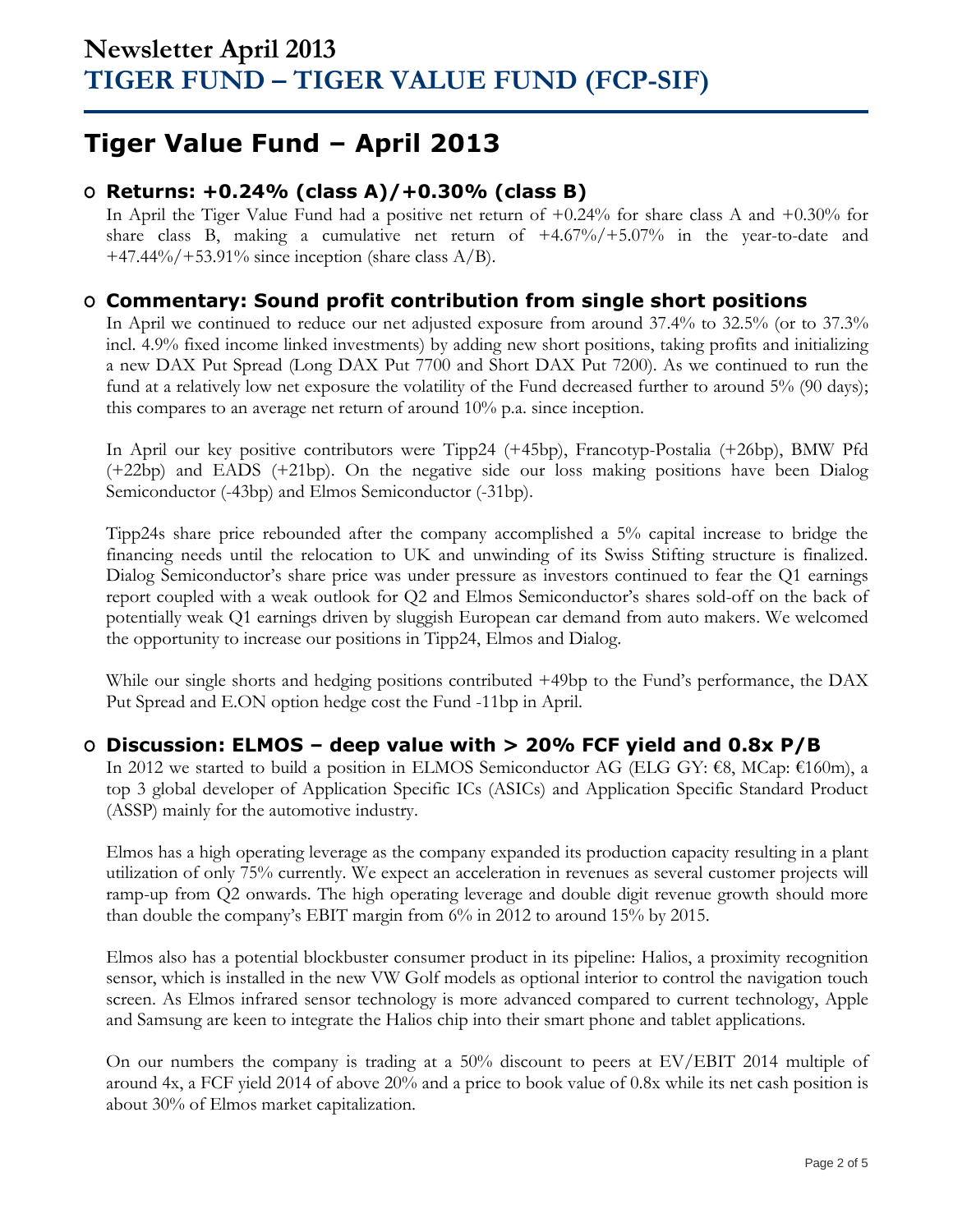# Newsletter April 2013
# TIGER FUND – TIGER VALUE FUND (FCP-SIF)

## Tiger Value Fund – April 2013

### Returns: +0.24% (class A)/+0.30% (class B)

In April the Tiger Value Fund had a positive net return of +0.24% for share class A and +0.30% for share class B, making a cumulative net return of +4.67%/+5.07% in the year-to-date and +47.44%/+53.91% since inception (share class A/B).

### Commentary: Sound profit contribution from single short positions

In April we continued to reduce our net adjusted exposure from around 37.4% to 32.5% (or to 37.3% incl. 4.9% fixed income linked investments) by adding new short positions, taking profits and initializing a new DAX Put Spread (Long DAX Put 7700 and Short DAX Put 7200). As we continued to run the fund at a relatively low net exposure the volatility of the Fund decreased further to around 5% (90 days); this compares to an average net return of around 10% p.a. since inception.

In April our key positive contributors were Tipp24 (+45bp), Francotyp-Postalia (+26bp), BMW Pfd (+22bp) and EADS (+21bp). On the negative side our loss making positions have been Dialog Semiconductor (-43bp) and Elmos Semiconductor (-31bp).

Tipp24s share price rebounded after the company accomplished a 5% capital increase to bridge the financing needs until the relocation to UK and unwinding of its Swiss Stifting structure is finalized. Dialog Semiconductor's share price was under pressure as investors continued to fear the Q1 earnings report coupled with a weak outlook for Q2 and Elmos Semiconductor's shares sold-off on the back of potentially weak Q1 earnings driven by sluggish European car demand from auto makers. We welcomed the opportunity to increase our positions in Tipp24, Elmos and Dialog.

While our single shorts and hedging positions contributed +49bp to the Fund's performance, the DAX Put Spread and E.ON option hedge cost the Fund -11bp in April.

### Discussion: ELMOS – deep value with > 20% FCF yield and 0.8x P/B

In 2012 we started to build a position in ELMOS Semiconductor AG (ELG GY: €8, MCap: €160m), a top 3 global developer of Application Specific ICs (ASICs) and Application Specific Standard Product (ASSP) mainly for the automotive industry.

Elmos has a high operating leverage as the company expanded its production capacity resulting in a plant utilization of only 75% currently. We expect an acceleration in revenues as several customer projects will ramp-up from Q2 onwards. The high operating leverage and double digit revenue growth should more than double the company's EBIT margin from 6% in 2012 to around 15% by 2015.

Elmos also has a potential blockbuster consumer product in its pipeline: Halios, a proximity recognition sensor, which is installed in the new VW Golf models as optional interior to control the navigation touch screen. As Elmos infrared sensor technology is more advanced compared to current technology, Apple and Samsung are keen to integrate the Halios chip into their smart phone and tablet applications.

On our numbers the company is trading at a 50% discount to peers at EV/EBIT 2014 multiple of around 4x, a FCF yield 2014 of above 20% and a price to book value of 0.8x while its net cash position is about 30% of Elmos market capitalization.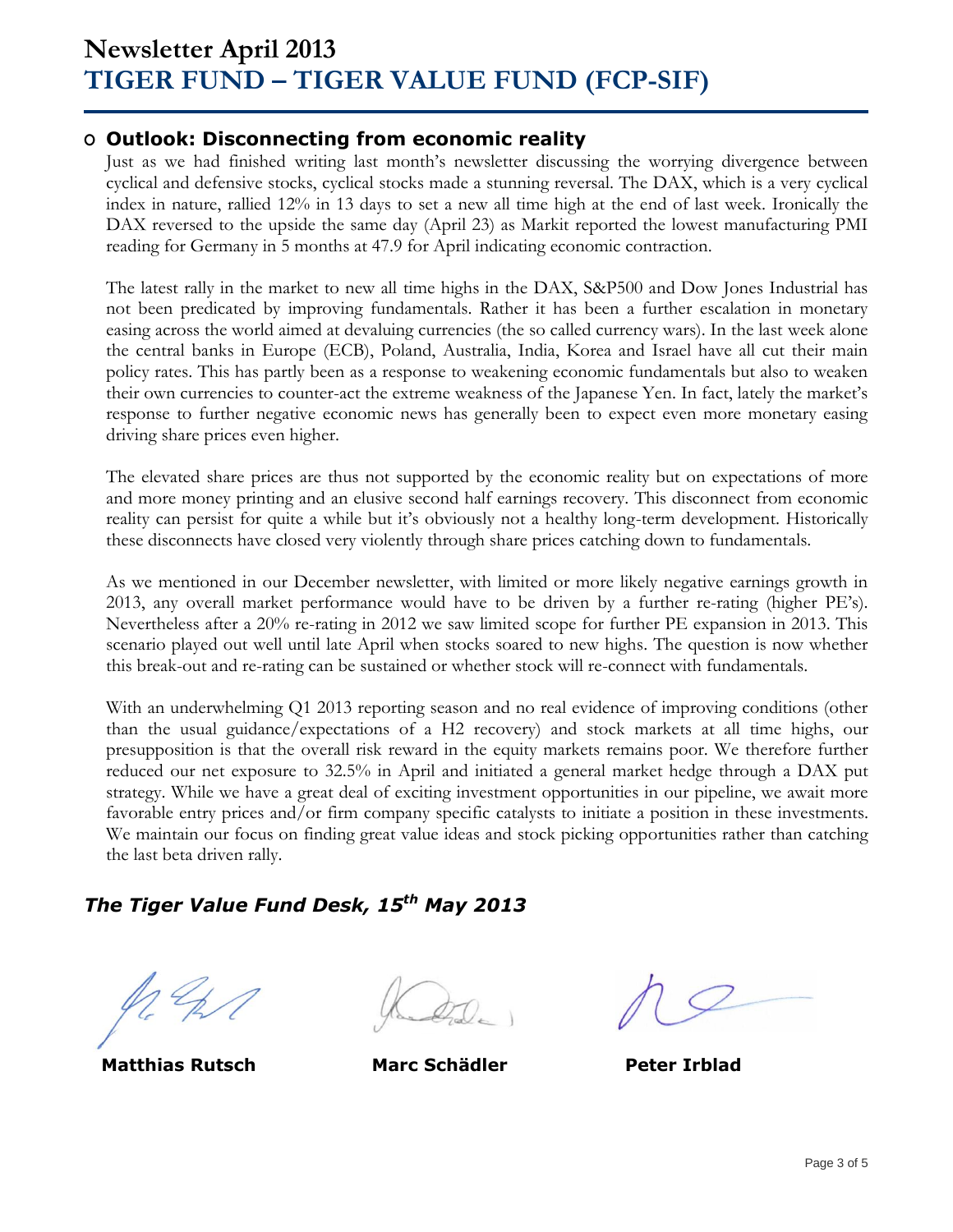# Newsletter April 2013
# TIGER FUND – TIGER VALUE FUND (FCP-SIF)

## Outlook: Disconnecting from economic reality

Just as we had finished writing last month's newsletter discussing the worrying divergence between cyclical and defensive stocks, cyclical stocks made a stunning reversal. The DAX, which is a very cyclical index in nature, rallied 12% in 13 days to set a new all time high at the end of last week. Ironically the DAX reversed to the upside the same day (April 23) as Markit reported the lowest manufacturing PMI reading for Germany in 5 months at 47.9 for April indicating economic contraction.

The latest rally in the market to new all time highs in the DAX, S&P500 and Dow Jones Industrial has not been predicated by improving fundamentals. Rather it has been a further escalation in monetary easing across the world aimed at devaluing currencies (the so called currency wars). In the last week alone the central banks in Europe (ECB), Poland, Australia, India, Korea and Israel have all cut their main policy rates. This has partly been as a response to weakening economic fundamentals but also to weaken their own currencies to counter-act the extreme weakness of the Japanese Yen. In fact, lately the market's response to further negative economic news has generally been to expect even more monetary easing driving share prices even higher.

The elevated share prices are thus not supported by the economic reality but on expectations of more and more money printing and an elusive second half earnings recovery. This disconnect from economic reality can persist for quite a while but it's obviously not a healthy long-term development. Historically these disconnects have closed very violently through share prices catching down to fundamentals.

As we mentioned in our December newsletter, with limited or more likely negative earnings growth in 2013, any overall market performance would have to be driven by a further re-rating (higher PE's). Nevertheless after a 20% re-rating in 2012 we saw limited scope for further PE expansion in 2013. This scenario played out well until late April when stocks soared to new highs. The question is now whether this break-out and re-rating can be sustained or whether stock will re-connect with fundamentals.

With an underwhelming Q1 2013 reporting season and no real evidence of improving conditions (other than the usual guidance/expectations of a H2 recovery) and stock markets at all time highs, our presupposition is that the overall risk reward in the equity markets remains poor. We therefore further reduced our net exposure to 32.5% in April and initiated a general market hedge through a DAX put strategy. While we have a great deal of exciting investment opportunities in our pipeline, we await more favorable entry prices and/or firm company specific catalysts to initiate a position in these investments. We maintain our focus on finding great value ideas and stock picking opportunities rather than catching the last beta driven rally.

***The Tiger Value Fund Desk, 15th May 2013***

**Matthias Rutsch** **Marc Schädler** **Peter Irblad**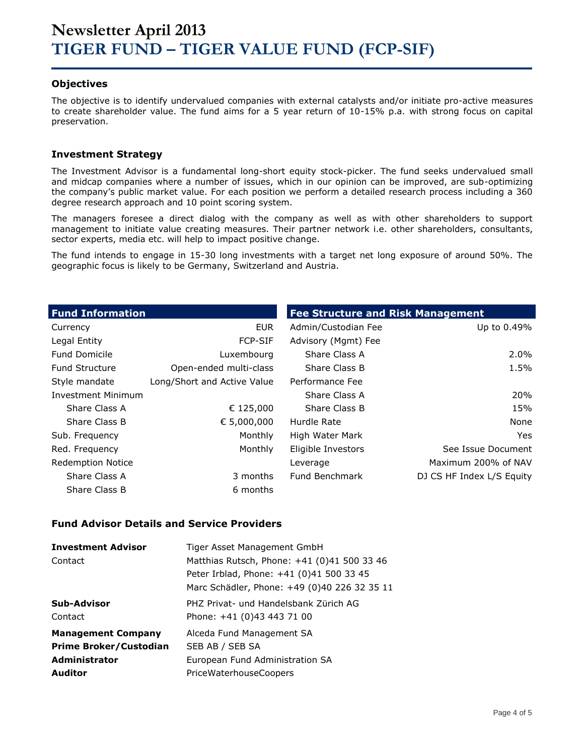# Newsletter April 2013
# TIGER FUND – TIGER VALUE FUND (FCP-SIF)

### Objectives

The objective is to identify undervalued companies with external catalysts and/or initiate pro-active measures to create shareholder value. The fund aims for a 5 year return of 10-15% p.a. with strong focus on capital preservation.

### Investment Strategy

The Investment Advisor is a fundamental long-short equity stock-picker. The fund seeks undervalued small and midcap companies where a number of issues, which in our opinion can be improved, are sub-optimizing the company's public market value. For each position we perform a detailed research process including a 360 degree research approach and 10 point scoring system.

The managers foresee a direct dialog with the company as well as with other shareholders to support management to initiate value creating measures. Their partner network i.e. other shareholders, consultants, sector experts, media etc. will help to impact positive change.

The fund intends to engage in 15-30 long investments with a target net long exposure of around 50%. The geographic focus is likely to be Germany, Switzerland and Austria.

| Fund Information | |
|---|---|
| Currency | EUR |
| Legal Entity | FCP-SIF |
| Fund Domicile | Luxembourg |
| Fund Structure | Open-ended multi-class |
| Style mandate | Long/Short and Active Value |
| Investment Minimum | |
| Share Class A | € 125,000 |
| Share Class B | € 5,000,000 |
| Sub. Frequency | Monthly |
| Red. Frequency | Monthly |
| Redemption Notice | |
| Share Class A | 3 months |
| Share Class B | 6 months |

| Fee Structure and Risk Management | |
|---|---|
| Admin/Custodian Fee | Up to 0.49% |
| Advisory (Mgmt) Fee | |
| Share Class A | 2.0% |
| Share Class B | 1.5% |
| Performance Fee | |
| Share Class A | 20% |
| Share Class B | 15% |
| Hurdle Rate | None |
| High Water Mark | Yes |
| Eligible Investors | See Issue Document |
| Leverage | Maximum 200% of NAV |
| Fund Benchmark | DJ CS HF Index L/S Equity |

### Fund Advisor Details and Service Providers

| | |
|---|---|
| **Investment Advisor** | Tiger Asset Management GmbH |
| Contact | Matthias Rutsch, Phone: +41 (0)41 500 33 46 |
| | Peter Irblad, Phone: +41 (0)41 500 33 45 |
| | Marc Schädler, Phone: +49 (0)40 226 32 35 11 |
| **Sub-Advisor** | PHZ Privat- und Handelsbank Zürich AG |
| Contact | Phone: +41 (0)43 443 71 00 |
| **Management Company** | Alceda Fund Management SA |
| **Prime Broker/Custodian** | SEB AB / SEB SA |
| **Administrator** | European Fund Administration SA |
| **Auditor** | PriceWaterhouseCoopers |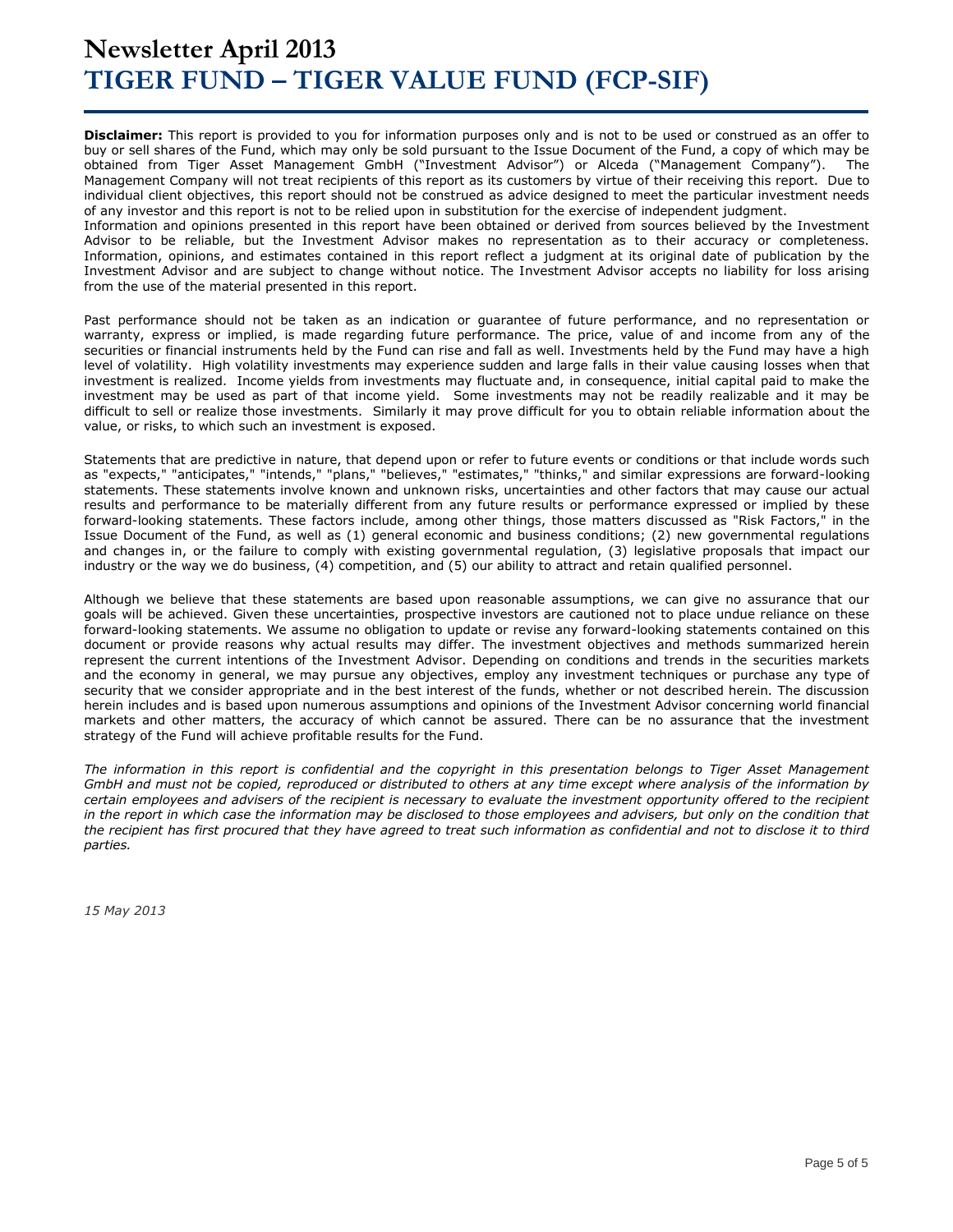# Newsletter April 2013
# TIGER FUND – TIGER VALUE FUND (FCP-SIF)

**Disclaimer:** This report is provided to you for information purposes only and is not to be used or construed as an offer to buy or sell shares of the Fund, which may only be sold pursuant to the Issue Document of the Fund, a copy of which may be obtained from Tiger Asset Management GmbH ("Investment Advisor") or Alceda ("Management Company"). The Management Company will not treat recipients of this report as its customers by virtue of their receiving this report. Due to individual client objectives, this report should not be construed as advice designed to meet the particular investment needs of any investor and this report is not to be relied upon in substitution for the exercise of independent judgment.
Information and opinions presented in this report have been obtained or derived from sources believed by the Investment Advisor to be reliable, but the Investment Advisor makes no representation as to their accuracy or completeness. Information, opinions, and estimates contained in this report reflect a judgment at its original date of publication by the Investment Advisor and are subject to change without notice. The Investment Advisor accepts no liability for loss arising from the use of the material presented in this report.

Past performance should not be taken as an indication or guarantee of future performance, and no representation or warranty, express or implied, is made regarding future performance. The price, value of and income from any of the securities or financial instruments held by the Fund can rise and fall as well. Investments held by the Fund may have a high level of volatility. High volatility investments may experience sudden and large falls in their value causing losses when that investment is realized. Income yields from investments may fluctuate and, in consequence, initial capital paid to make the investment may be used as part of that income yield. Some investments may not be readily realizable and it may be difficult to sell or realize those investments. Similarly it may prove difficult for you to obtain reliable information about the value, or risks, to which such an investment is exposed.

Statements that are predictive in nature, that depend upon or refer to future events or conditions or that include words such as "expects," "anticipates," "intends," "plans," "believes," "estimates," "thinks," and similar expressions are forward-looking statements. These statements involve known and unknown risks, uncertainties and other factors that may cause our actual results and performance to be materially different from any future results or performance expressed or implied by these forward-looking statements. These factors include, among other things, those matters discussed as "Risk Factors," in the Issue Document of the Fund, as well as (1) general economic and business conditions; (2) new governmental regulations and changes in, or the failure to comply with existing governmental regulation, (3) legislative proposals that impact our industry or the way we do business, (4) competition, and (5) our ability to attract and retain qualified personnel.

Although we believe that these statements are based upon reasonable assumptions, we can give no assurance that our goals will be achieved. Given these uncertainties, prospective investors are cautioned not to place undue reliance on these forward-looking statements. We assume no obligation to update or revise any forward-looking statements contained on this document or provide reasons why actual results may differ. The investment objectives and methods summarized herein represent the current intentions of the Investment Advisor. Depending on conditions and trends in the securities markets and the economy in general, we may pursue any objectives, employ any investment techniques or purchase any type of security that we consider appropriate and in the best interest of the funds, whether or not described herein. The discussion herein includes and is based upon numerous assumptions and opinions of the Investment Advisor concerning world financial markets and other matters, the accuracy of which cannot be assured. There can be no assurance that the investment strategy of the Fund will achieve profitable results for the Fund.

*The information in this report is confidential and the copyright in this presentation belongs to Tiger Asset Management GmbH and must not be copied, reproduced or distributed to others at any time except where analysis of the information by certain employees and advisers of the recipient is necessary to evaluate the investment opportunity offered to the recipient in the report in which case the information may be disclosed to those employees and advisers, but only on the condition that the recipient has first procured that they have agreed to treat such information as confidential and not to disclose it to third parties.*

*15 May 2013*